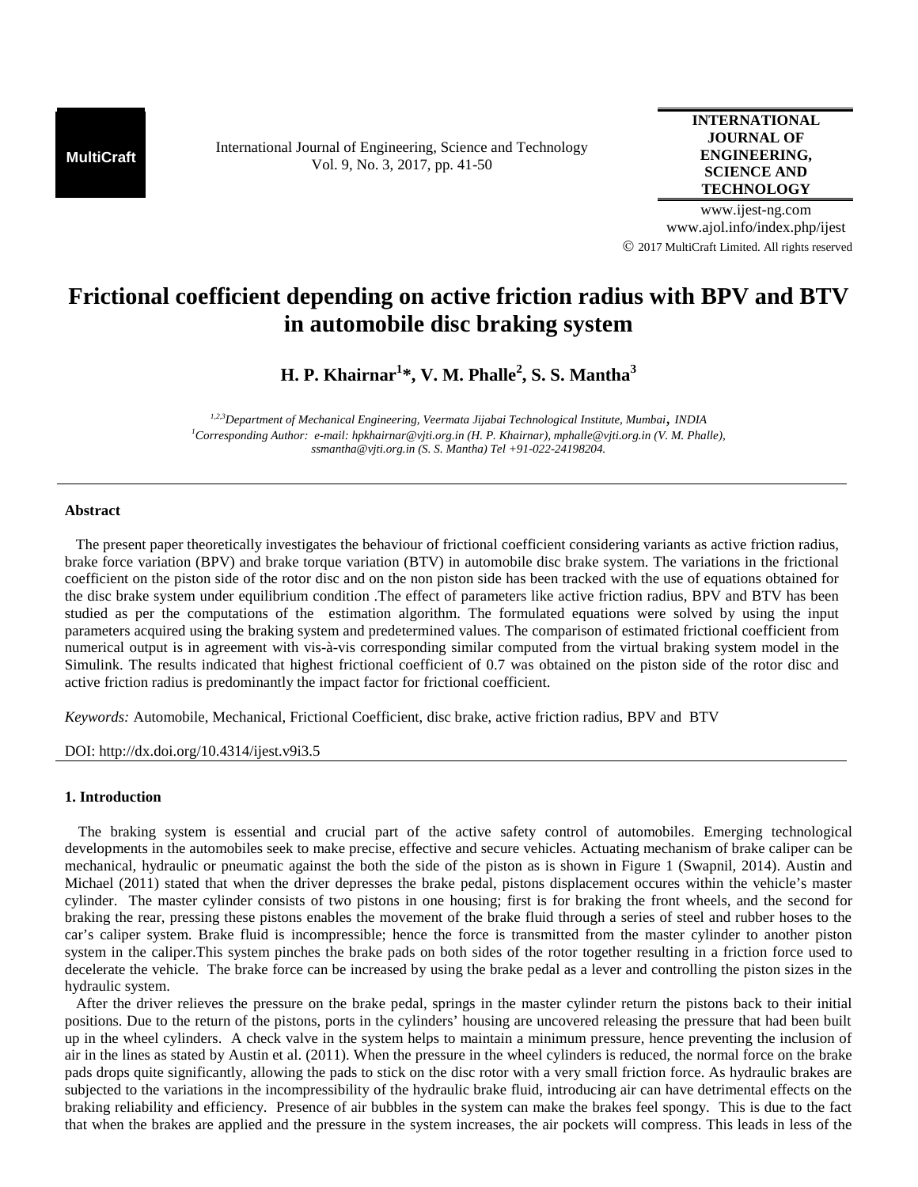MultiCraft

International Journal of Engineering, Science and Technology
Vol. 9, No. 3, 2017, pp. 41-50

**INTERNATIONAL JOURNAL OF ENGINEERING, SCIENCE AND TECHNOLOGY**

www.ijest-ng.com
www.ajol.info/index.php/ijest
© 2017 MultiCraft Limited. All rights reserved

# Frictional coefficient depending on active friction radius with BPV and BTV in automobile disc braking system

**H. P. Khairnar[1]\*, V. M. Phalle[2], S. S. Mantha[3]**

*[1,2,3]Department of Mechanical Engineering, Veermata Jijabai Technological Institute, Mumbai, INDIA*
*[1]Corresponding Author: e-mail: hpkhairnar@vjti.org.in (H. P. Khairnar), mphalle@vjti.org.in (V. M. Phalle), ssmantha@vjti.org.in (S. S. Mantha) Tel +91-022-24198204.*

---

### Abstract

The present paper theoretically investigates the behaviour of frictional coefficient considering variants as active friction radius, brake force variation (BPV) and brake torque variation (BTV) in automobile disc brake system. The variations in the frictional coefficient on the piston side of the rotor disc and on the non piston side has been tracked with the use of equations obtained for the disc brake system under equilibrium condition .The effect of parameters like active friction radius, BPV and BTV has been studied as per the computations of the estimation algorithm. The formulated equations were solved by using the input parameters acquired using the braking system and predetermined values. The comparison of estimated frictional coefficient from numerical output is in agreement with vis-à-vis corresponding similar computed from the virtual braking system model in the Simulink. The results indicated that highest frictional coefficient of 0.7 was obtained on the piston side of the rotor disc and active friction radius is predominantly the impact factor for frictional coefficient.

*Keywords:* Automobile, Mechanical, Frictional Coefficient, disc brake, active friction radius, BPV and BTV

DOI: http://dx.doi.org/10.4314/ijest.v9i3.5

---

## 1. Introduction

The braking system is essential and crucial part of the active safety control of automobiles. Emerging technological developments in the automobiles seek to make precise, effective and secure vehicles. Actuating mechanism of brake caliper can be mechanical, hydraulic or pneumatic against the both the side of the piston as is shown in Figure 1 (Swapnil, 2014). Austin and Michael (2011) stated that when the driver depresses the brake pedal, pistons displacement occures within the vehicle's master cylinder. The master cylinder consists of two pistons in one housing; first is for braking the front wheels, and the second for braking the rear, pressing these pistons enables the movement of the brake fluid through a series of steel and rubber hoses to the car's caliper system. Brake fluid is incompressible; hence the force is transmitted from the master cylinder to another piston system in the caliper.This system pinches the brake pads on both sides of the rotor together resulting in a friction force used to decelerate the vehicle. The brake force can be increased by using the brake pedal as a lever and controlling the piston sizes in the hydraulic system.

After the driver relieves the pressure on the brake pedal, springs in the master cylinder return the pistons back to their initial positions. Due to the return of the pistons, ports in the cylinders' housing are uncovered releasing the pressure that had been built up in the wheel cylinders. A check valve in the system helps to maintain a minimum pressure, hence preventing the inclusion of air in the lines as stated by Austin et al. (2011). When the pressure in the wheel cylinders is reduced, the normal force on the brake pads drops quite significantly, allowing the pads to stick on the disc rotor with a very small friction force. As hydraulic brakes are subjected to the variations in the incompressibility of the hydraulic brake fluid, introducing air can have detrimental effects on the braking reliability and efficiency. Presence of air bubbles in the system can make the brakes feel spongy. This is due to the fact that when the brakes are applied and the pressure in the system increases, the air pockets will compress. This leads in less of the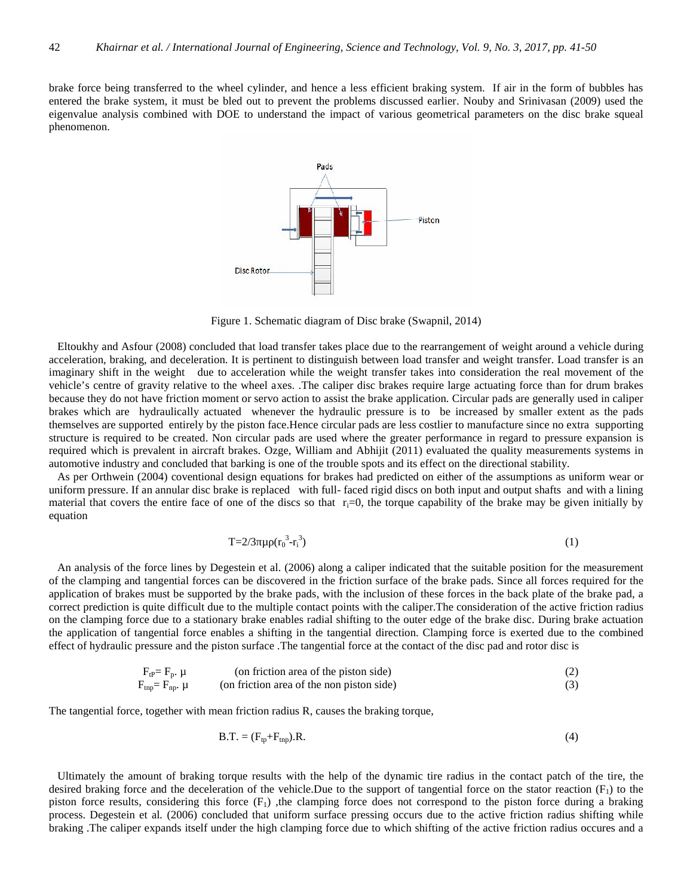brake force being transferred to the wheel cylinder, and hence a less efficient braking system. If air in the form of bubbles has entered the brake system, it must be bled out to prevent the problems discussed earlier. Nouby and Srinivasan (2009) used the eigenvalue analysis combined with DOE to understand the impact of various geometrical parameters on the disc brake squeal phenomenon.

Pads

Piston

Disc Rotor

Figure 1. Schematic diagram of Disc brake (Swapnil, 2014)

Eltoukhy and Asfour (2008) concluded that load transfer takes place due to the rearrangement of weight around a vehicle during acceleration, braking, and deceleration. It is pertinent to distinguish between load transfer and weight transfer. Load transfer is an imaginary shift in the weight due to acceleration while the weight transfer takes into consideration the real movement of the vehicle's centre of gravity relative to the wheel axes. .The caliper disc brakes require large actuating force than for drum brakes because they do not have friction moment or servo action to assist the brake application. Circular pads are generally used in caliper brakes which are hydraulically actuated whenever the hydraulic pressure is to be increased by smaller extent as the pads themselves are supported entirely by the piston face.Hence circular pads are less costlier to manufacture since no extra supporting structure is required to be created. Non circular pads are used where the greater performance in regard to pressure expansion is required which is prevalent in aircraft brakes. Ozge, William and Abhijit (2011) evaluated the quality measurements systems in automotive industry and concluded that barking is one of the trouble spots and its effect on the directional stability.

As per Orthwein (2004) coventional design equations for brakes had predicted on either of the assumptions as uniform wear or uniform pressure. If an annular disc brake is replaced with full- faced rigid discs on both input and output shafts and with a lining material that covers the entire face of one of the discs so that $r_i=0$, the torque capability of the brake may be given initially by equation

$$T=2/3\pi\mu\rho(r_0^3-r_i^3) \tag{1}$$

An analysis of the force lines by Degestein et al. (2006) along a caliper indicated that the suitable position for the measurement of the clamping and tangential forces can be discovered in the friction surface of the brake pads. Since all forces required for the application of brakes must be supported by the brake pads, with the inclusion of these forces in the back plate of the brake pad, a correct prediction is quite difficult due to the multiple contact points with the caliper.The consideration of the active friction radius on the clamping force due to a stationary brake enables radial shifting to the outer edge of the brake disc. During brake actuation the application of tangential force enables a shifting in the tangential direction. Clamping force is exerted due to the combined effect of hydraulic pressure and the piston surface .The tangential force at the contact of the disc pad and rotor disc is

$$F_{tP}= F_p.\ \mu \qquad \text{(on friction area of the piston side)} \tag{2}$$

$$F_{tnp}= F_{np}.\ \mu \qquad \text{(on friction area of the non piston side)} \tag{3}$$

The tangential force, together with mean friction radius R, causes the braking torque,

$$B.T. = (F_{tp}+F_{tnp}).R. \tag{4}$$

Ultimately the amount of braking torque results with the help of the dynamic tire radius in the contact patch of the tire, the desired braking force and the deceleration of the vehicle.Due to the support of tangential force on the stator reaction ($F_1$) to the piston force results, considering this force ($F_1$) ,the clamping force does not correspond to the piston force during a braking process. Degestein et al. (2006) concluded that uniform surface pressing occurs due to the active friction radius shifting while braking .The caliper expands itself under the high clamping force due to which shifting of the active friction radius occures and a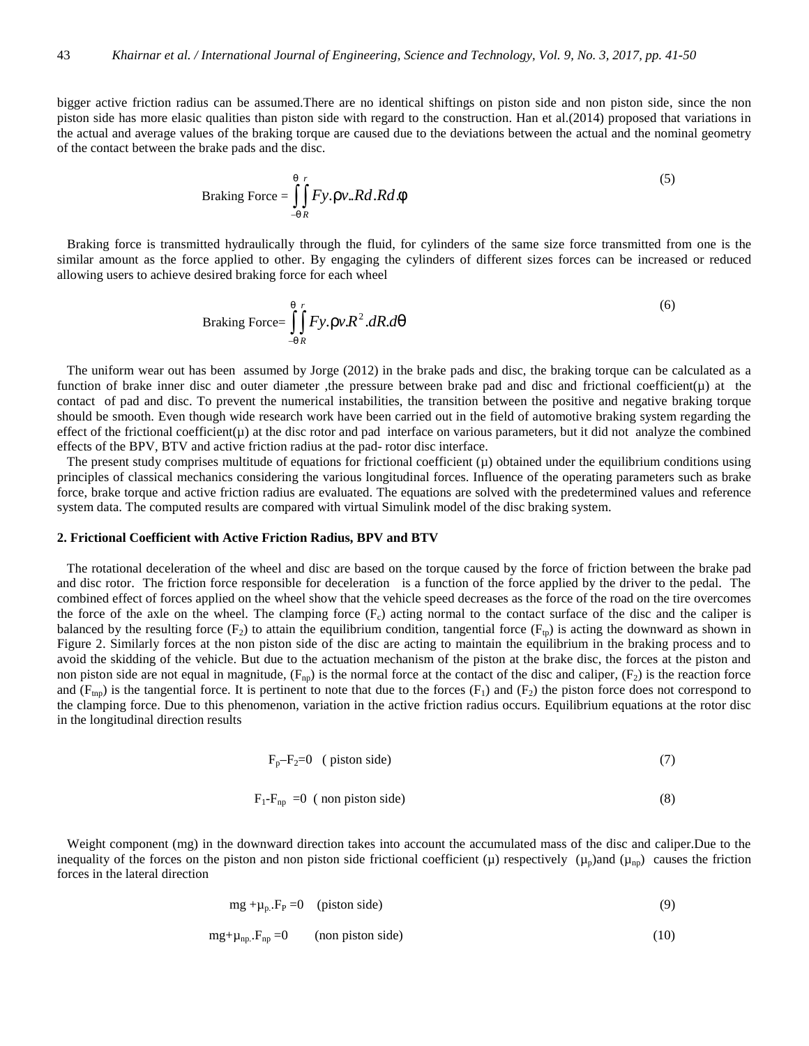bigger active friction radius can be assumed.There are no identical shiftings on piston side and non piston side, since the non piston side has more elasic qualities than piston side with regard to the construction. Han et al.(2014) proposed that variations in the actual and average values of the braking torque are caused due to the deviations between the actual and the nominal geometry of the contact between the brake pads and the disc.

$$\text{Braking Force} = \int_{-\theta}^{\theta}\int_{R}^{r} Fy.\rho v..Rd.Rd.\phi \tag{5}$$

Braking force is transmitted hydraulically through the fluid, for cylinders of the same size force transmitted from one is the similar amount as the force applied to other. By engaging the cylinders of different sizes forces can be increased or reduced allowing users to achieve desired braking force for each wheel

$$\text{Braking Force} = \int_{-\theta}^{\theta}\int_{R}^{r} Fy.\rho v.R^2.dR.d\theta \tag{6}$$

The uniform wear out has been assumed by Jorge (2012) in the brake pads and disc, the braking torque can be calculated as a function of brake inner disc and outer diameter ,the pressure between brake pad and disc and frictional coefficient(μ) at the contact of pad and disc. To prevent the numerical instabilities, the transition between the positive and negative braking torque should be smooth. Even though wide research work have been carried out in the field of automotive braking system regarding the effect of the frictional coefficient(μ) at the disc rotor and pad interface on various parameters, but it did not analyze the combined effects of the BPV, BTV and active friction radius at the pad- rotor disc interface.

The present study comprises multitude of equations for frictional coefficient (μ) obtained under the equilibrium conditions using principles of classical mechanics considering the various longitudinal forces. Influence of the operating parameters such as brake force, brake torque and active friction radius are evaluated. The equations are solved with the predetermined values and reference system data. The computed results are compared with virtual Simulink model of the disc braking system.

## 2. Frictional Coefficient with Active Friction Radius, BPV and BTV

The rotational deceleration of the wheel and disc are based on the torque caused by the force of friction between the brake pad and disc rotor. The friction force responsible for deceleration is a function of the force applied by the driver to the pedal. The combined effect of forces applied on the wheel show that the vehicle speed decreases as the force of the road on the tire overcomes the force of the axle on the wheel. The clamping force ($F_c$) acting normal to the contact surface of the disc and the caliper is balanced by the resulting force ($F_2$) to attain the equilibrium condition, tangential force ($F_{tp}$) is acting the downward as shown in Figure 2. Similarly forces at the non piston side of the disc are acting to maintain the equilibrium in the braking process and to avoid the skidding of the vehicle. But due to the actuation mechanism of the piston at the brake disc, the forces at the piston and non piston side are not equal in magnitude, ($F_{np}$) is the normal force at the contact of the disc and caliper, ($F_2$) is the reaction force and ($F_{tnp}$) is the tangential force. It is pertinent to note that due to the forces ($F_1$) and ($F_2$) the piston force does not correspond to the clamping force. Due to this phenomenon, variation in the active friction radius occurs. Equilibrium equations at the rotor disc in the longitudinal direction results

$$F_p - F_2 = 0 \quad \text{( piston side)} \tag{7}$$

$$F_1 - F_{np} = 0 \quad \text{( non piston side)} \tag{8}$$

Weight component (mg) in the downward direction takes into account the accumulated mass of the disc and caliper.Due to the inequality of the forces on the piston and non piston side frictional coefficient (μ) respectively ($\mu_p$)and ($\mu_{np}$) causes the friction forces in the lateral direction

$$mg + \mu_p.F_P = 0 \quad \text{(piston side)} \tag{9}$$

$$mg + \mu_{np}.F_{np} = 0 \quad \text{(non piston side)} \tag{10}$$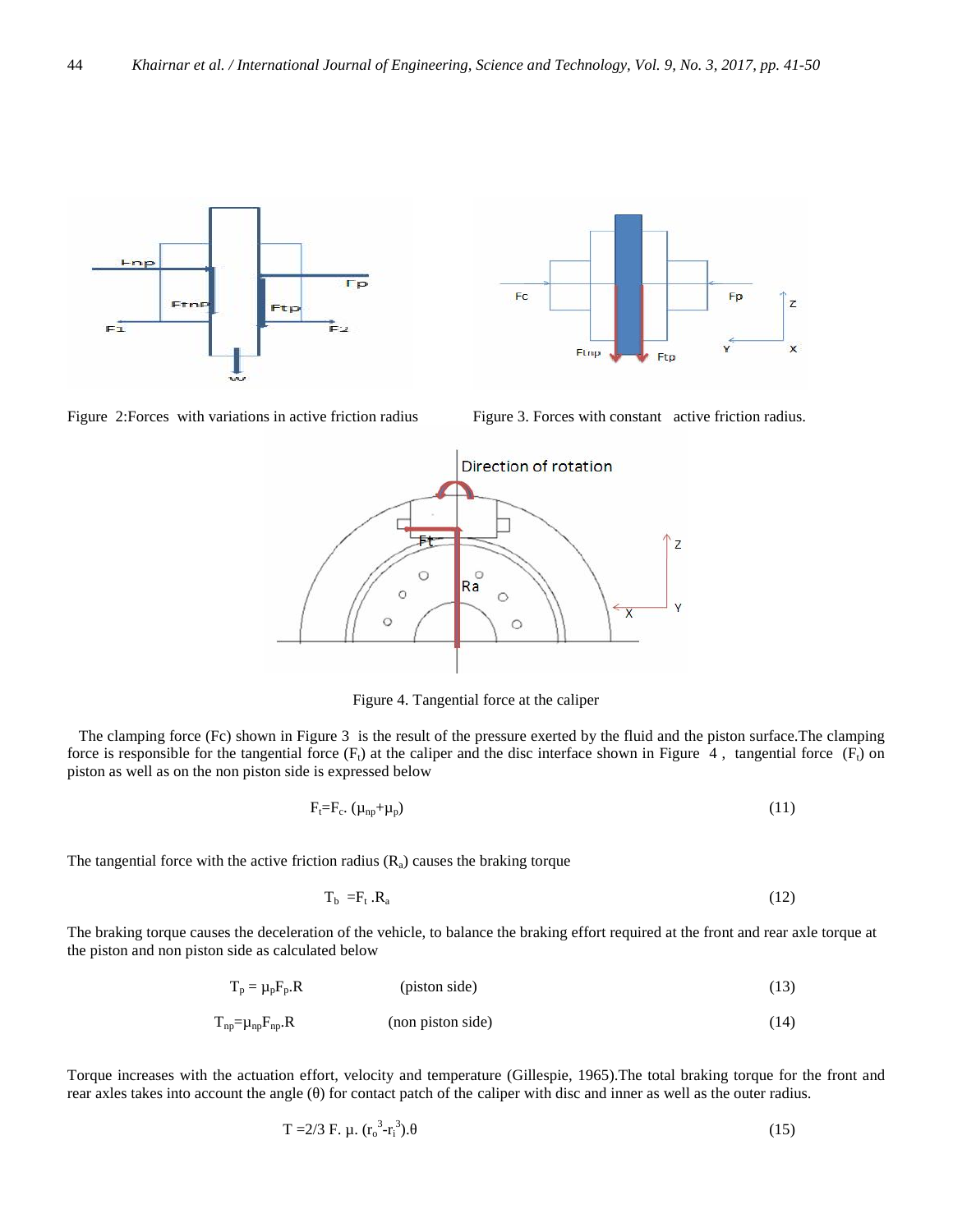Figure 2:Forces with variations in active friction radius

Figure 3. Forces with constant active friction radius.

Figure 4. Tangential force at the caliper

The clamping force (Fc) shown in Figure 3 is the result of the pressure exerted by the fluid and the piston surface.The clamping force is responsible for the tangential force ($F_t$) at the caliper and the disc interface shown in Figure 4 , tangential force ($F_t$) on piston as well as on the non piston side is expressed below

$$F_t = F_c . (\mu_{np} + \mu_p) \tag{11}$$

The tangential force with the active friction radius ($R_a$) causes the braking torque

$$T_b = F_t . R_a \tag{12}$$

The braking torque causes the deceleration of the vehicle, to balance the braking effort required at the front and rear axle torque at the piston and non piston side as calculated below

$$T_p = \mu_p F_p . R \quad \text{(piston side)} \tag{13}$$

$$T_{np} = \mu_{np} F_{np} . R \quad \text{(non piston side)} \tag{14}$$

Torque increases with the actuation effort, velocity and temperature (Gillespie, 1965).The total braking torque for the front and rear axles takes into account the angle (θ) for contact patch of the caliper with disc and inner as well as the outer radius.

$$T = 2/3\ F.\ \mu.\ (r_o^3 - r_i^3).\theta \tag{15}$$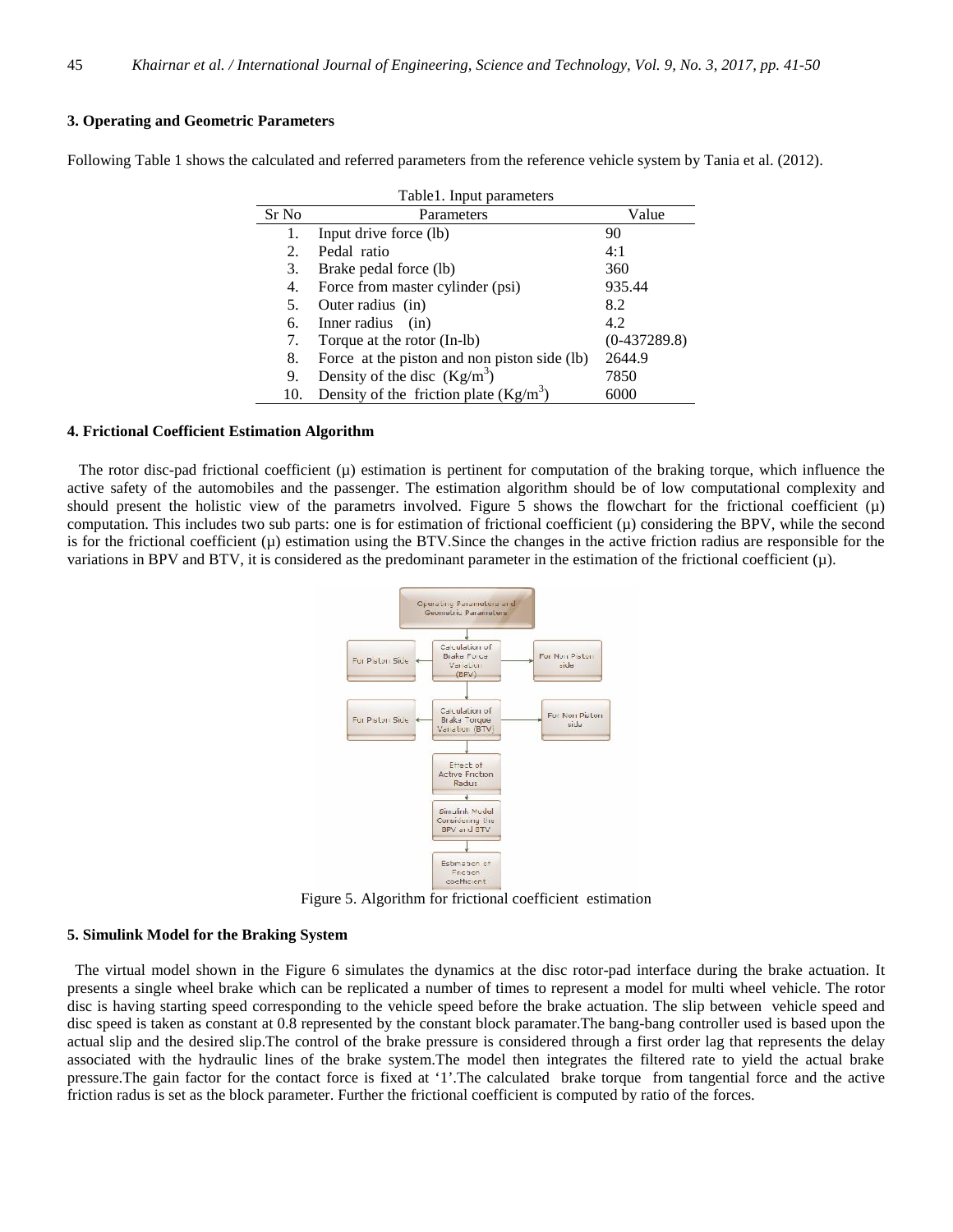## 3. Operating and Geometric Parameters

Following Table 1 shows the calculated and referred parameters from the reference vehicle system by Tania et al. (2012).

Table1. Input parameters

| Sr No | Parameters | Value |
|---|---|---|
| 1. | Input drive force (lb) | 90 |
| 2. | Pedal ratio | 4:1 |
| 3. | Brake pedal force (lb) | 360 |
| 4. | Force from master cylinder (psi) | 935.44 |
| 5. | Outer radius (in) | 8.2 |
| 6. | Inner radius (in) | 4.2 |
| 7. | Torque at the rotor (In-lb) | (0-437289.8) |
| 8. | Force at the piston and non piston side (lb) | 2644.9 |
| 9. | Density of the disc ($Kg/m^3$) | 7850 |
| 10. | Density of the friction plate ($Kg/m^3$) | 6000 |

## 4. Frictional Coefficient Estimation Algorithm

The rotor disc-pad frictional coefficient (μ) estimation is pertinent for computation of the braking torque, which influence the active safety of the automobiles and the passenger. The estimation algorithm should be of low computational complexity and should present the holistic view of the parametrs involved. Figure 5 shows the flowchart for the frictional coefficient (μ) computation. This includes two sub parts: one is for estimation of frictional coefficient (μ) considering the BPV, while the second is for the frictional coefficient (μ) estimation using the BTV.Since the changes in the active friction radius are responsible for the variations in BPV and BTV, it is considered as the predominant parameter in the estimation of the frictional coefficient (μ).

Figure 5. Algorithm for frictional coefficient estimation

## 5. Simulink Model for the Braking System

The virtual model shown in the Figure 6 simulates the dynamics at the disc rotor-pad interface during the brake actuation. It presents a single wheel brake which can be replicated a number of times to represent a model for multi wheel vehicle. The rotor disc is having starting speed corresponding to the vehicle speed before the brake actuation. The slip between vehicle speed and disc speed is taken as constant at 0.8 represented by the constant block paramater.The bang-bang controller used is based upon the actual slip and the desired slip.The control of the brake pressure is considered through a first order lag that represents the delay associated with the hydraulic lines of the brake system.The model then integrates the filtered rate to yield the actual brake pressure.The gain factor for the contact force is fixed at '1'.The calculated brake torque from tangential force and the active friction radius is set as the block parameter. Further the frictional coefficient is computed by ratio of the forces.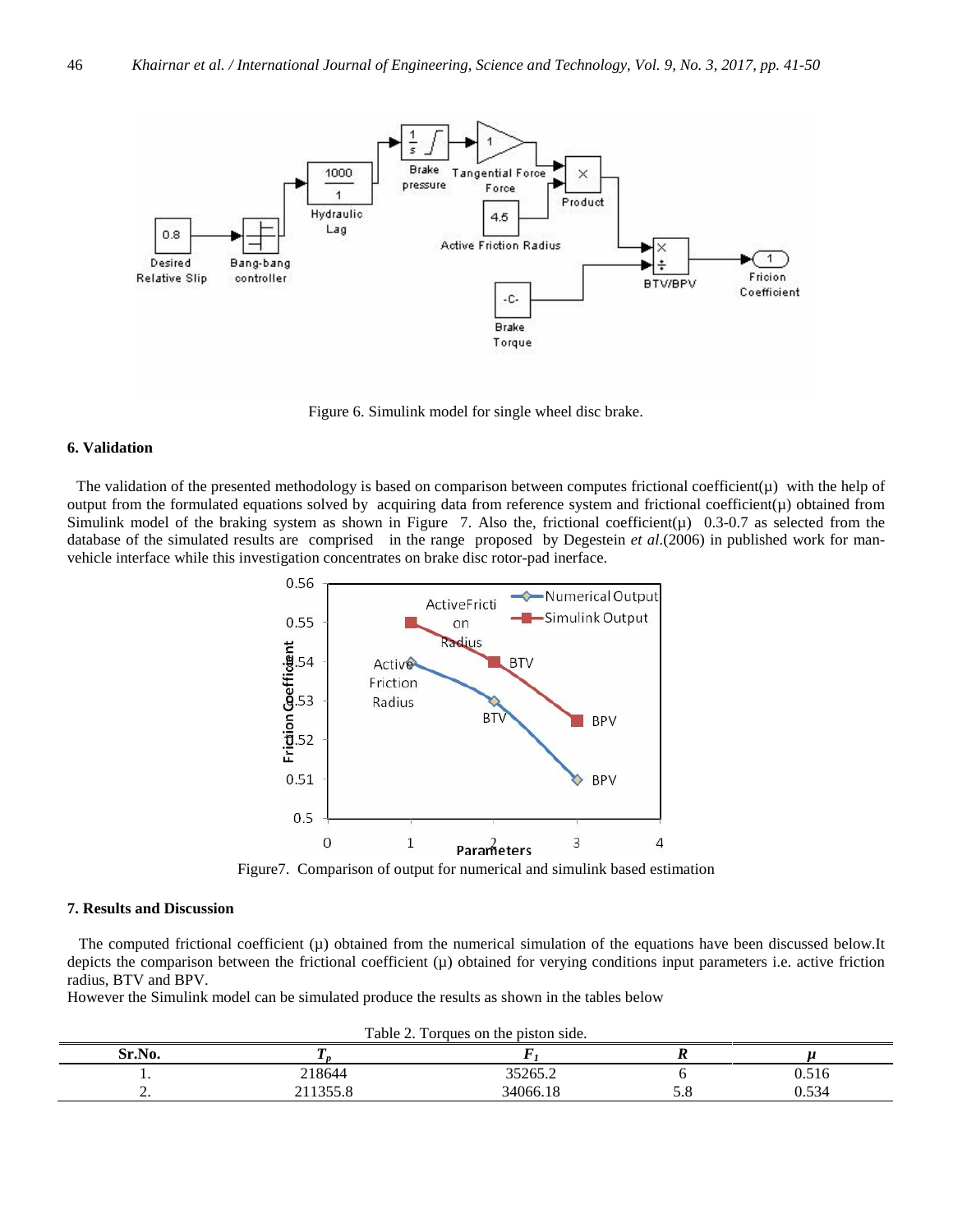Figure 6. Simulink model for single wheel disc brake.

## 6. Validation

The validation of the presented methodology is based on comparison between computes frictional coefficient(μ) with the help of output from the formulated equations solved by acquiring data from reference system and frictional coefficient(μ) obtained from Simulink model of the braking system as shown in Figure 7. Also the, frictional coefficient(μ) 0.3-0.7 as selected from the database of the simulated results are comprised in the range proposed by Degestein *et al*.(2006) in published work for man-vehicle interface while this investigation concentrates on brake disc rotor-pad inerface.

Figure7. Comparison of output for numerical and simulink based estimation

## 7. Results and Discussion

The computed frictional coefficient (μ) obtained from the numerical simulation of the equations have been discussed below.It depicts the comparison between the frictional coefficient (μ) obtained for verying conditions input parameters i.e. active friction radius, BTV and BPV.

However the Simulink model can be simulated produce the results as shown in the tables below

Table 2. Torques on the piston side.

| Sr.No. | $T_p$ | $F_1$ | $R$ | $\mu$ |
|---|---|---|---|---|
| 1. | 218644 | 35265.2 | 6 | 0.516 |
| 2. | 211355.8 | 34066.18 | 5.8 | 0.534 |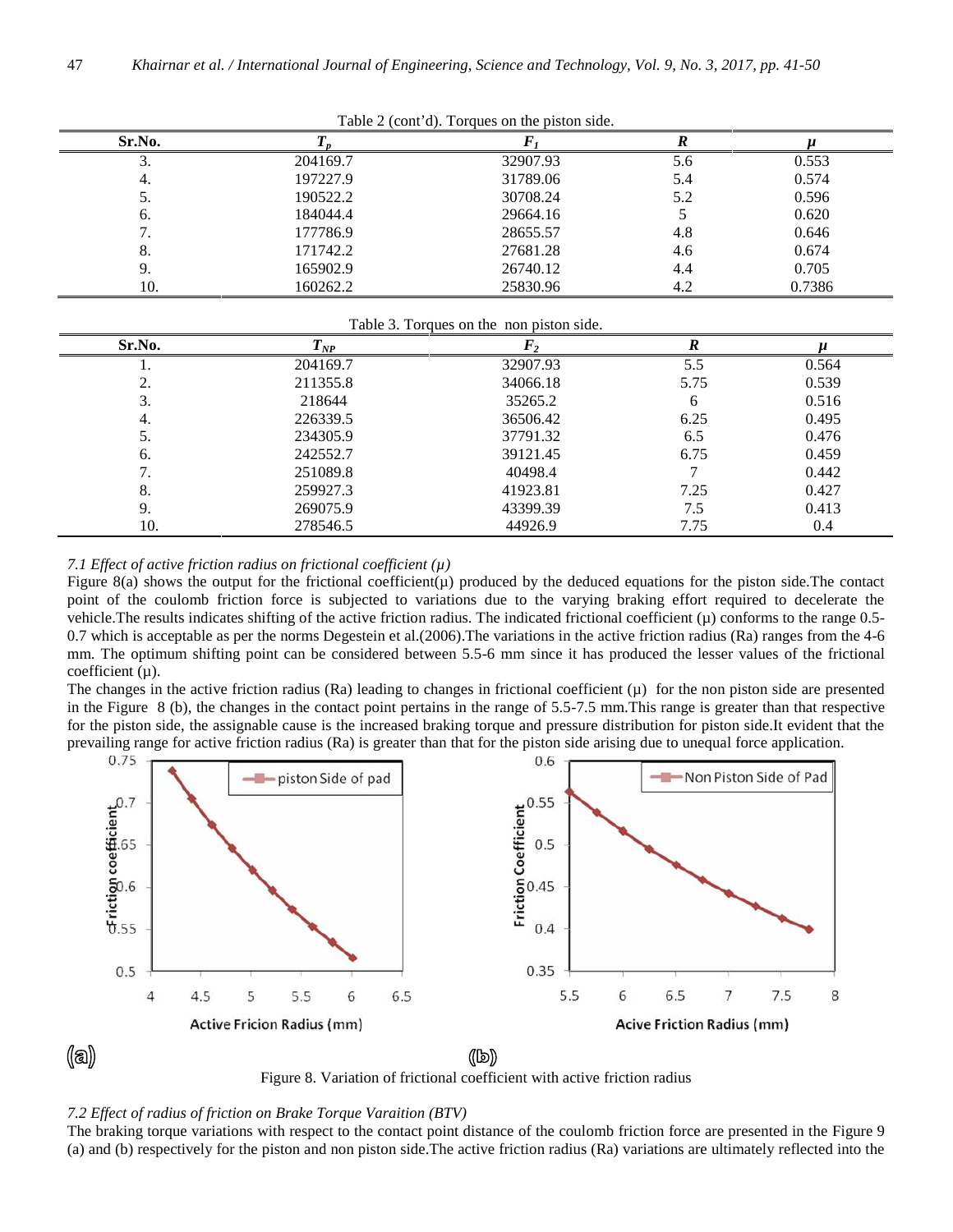Table 2 (cont'd). Torques on the piston side.

| Sr.No. | $T_p$ | $F_1$ | $R$ | $\mu$ |
|---|---|---|---|---|
| 3. | 204169.7 | 32907.93 | 5.6 | 0.553 |
| 4. | 197227.9 | 31789.06 | 5.4 | 0.574 |
| 5. | 190522.2 | 30708.24 | 5.2 | 0.596 |
| 6. | 184044.4 | 29664.16 | 5 | 0.620 |
| 7. | 177786.9 | 28655.57 | 4.8 | 0.646 |
| 8. | 171742.2 | 27681.28 | 4.6 | 0.674 |
| 9. | 165902.9 | 26740.12 | 4.4 | 0.705 |
| 10. | 160262.2 | 25830.96 | 4.2 | 0.7386 |

Table 3. Torques on the non piston side.

| Sr.No. | $T_{NP}$ | $F_2$ | $R$ | $\mu$ |
|---|---|---|---|---|
| 1. | 204169.7 | 32907.93 | 5.5 | 0.564 |
| 2. | 211355.8 | 34066.18 | 5.75 | 0.539 |
| 3. | 218644 | 35265.2 | 6 | 0.516 |
| 4. | 226339.5 | 36506.42 | 6.25 | 0.495 |
| 5. | 234305.9 | 37791.32 | 6.5 | 0.476 |
| 6. | 242552.7 | 39121.45 | 6.75 | 0.459 |
| 7. | 251089.8 | 40498.4 | 7 | 0.442 |
| 8. | 259927.3 | 41923.81 | 7.25 | 0.427 |
| 9. | 269075.9 | 43399.39 | 7.5 | 0.413 |
| 10. | 278546.5 | 44926.9 | 7.75 | 0.4 |

### *7.1 Effect of active friction radius on frictional coefficient (μ)*

Figure 8(a) shows the output for the frictional coefficient(μ) produced by the deduced equations for the piston side.The contact point of the coulomb friction force is subjected to variations due to the varying braking effort required to decelerate the vehicle.The results indicates shifting of the active friction radius. The indicated frictional coefficient (μ) conforms to the range 0.5-0.7 which is acceptable as per the norms Degestein et al.(2006).The variations in the active friction radius (Ra) ranges from the 4-6 mm. The optimum shifting point can be considered between 5.5-6 mm since it has produced the lesser values of the frictional coefficient (μ).

The changes in the active friction radius (Ra) leading to changes in frictional coefficient (μ) for the non piston side are presented in the Figure 8 (b), the changes in the contact point pertains in the range of 5.5-7.5 mm.This range is greater than that respective for the piston side, the assignable cause is the increased braking torque and pressure distribution for piston side.It evident that the prevailing range for active friction radius (Ra) is greater than that for the piston side arising due to unequal force application.

(a) (b)

Figure 8. Variation of frictional coefficient with active friction radius

### *7.2 Effect of radius of friction on Brake Torque Varaition (BTV)*

The braking torque variations with respect to the contact point distance of the coulomb friction force are presented in the Figure 9 (a) and (b) respectively for the piston and non piston side.The active friction radius (Ra) variations are ultimately reflected into the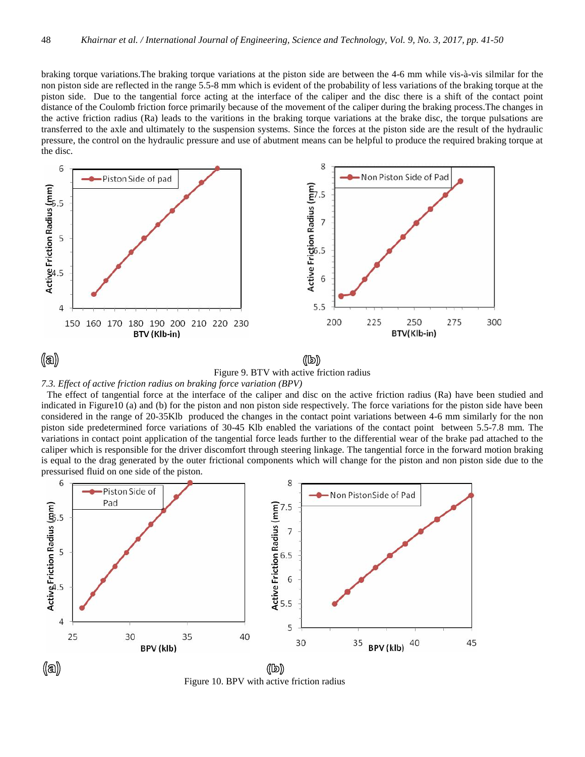braking torque variations.The braking torque variations at the piston side are between the 4-6 mm while vis-à-vis silmilar for the non piston side are reflected in the range 5.5-8 mm which is evident of the probability of less variations of the braking torque at the piston side. Due to the tangential force acting at the interface of the caliper and the disc there is a shift of the contact point distance of the Coulomb friction force primarily because of the movement of the caliper during the braking process.The changes in the active friction radius (Ra) leads to the varitions in the braking torque variations at the brake disc, the torque pulsations are transferred to the axle and ultimately to the suspension systems. Since the forces at the piston side are the result of the hydraulic pressure, the control on the hydraulic pressure and use of abutment means can be helpful to produce the required braking torque at the disc.

(a) (b)

Figure 9. BTV with active friction radius

*7.3. Effect of active friction radius on braking force variation (BPV)*

The effect of tangential force at the interface of the caliper and disc on the active friction radius (Ra) have been studied and indicated in Figure10 (a) and (b) for the piston and non piston side respectively. The force variations for the piston side have been considered in the range of 20-35Klb produced the changes in the contact point variations between 4-6 mm similarly for the non piston side predetermined force variations of 30-45 Klb enabled the variations of the contact point between 5.5-7.8 mm. The variations in contact point application of the tangential force leads further to the differential wear of the brake pad attached to the caliper which is responsible for the driver discomfort through steering linkage. The tangential force in the forward motion braking is equal to the drag generated by the outer frictional components which will change for the piston and non piston side due to the pressurised fluid on one side of the piston.

(a) (b)

Figure 10. BPV with active friction radius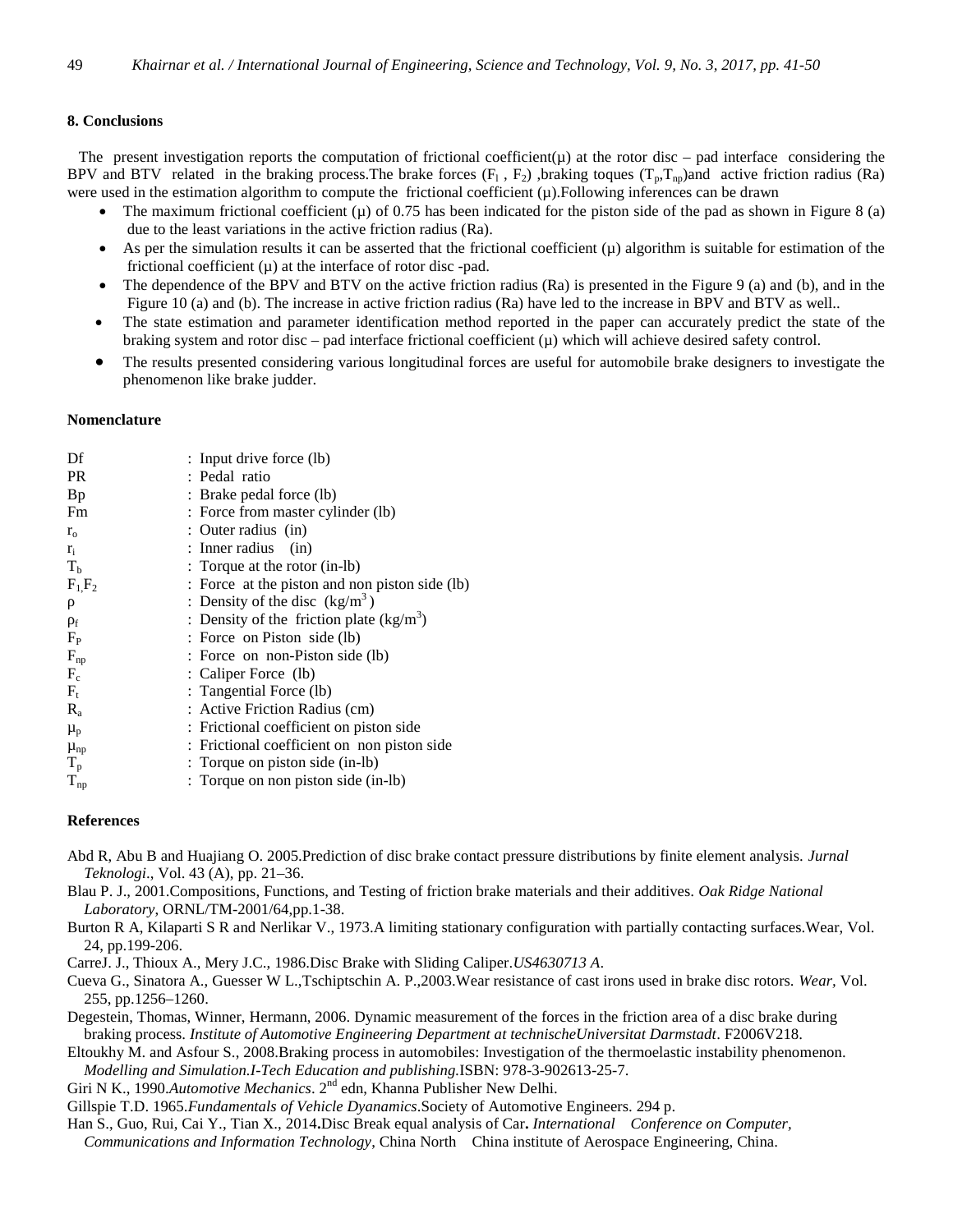## 8. Conclusions

The present investigation reports the computation of frictional coefficient(μ) at the rotor disc – pad interface considering the BPV and BTV related in the braking process.The brake forces ($F_l$ , $F_2$) ,braking toques ($T_p$,$T_{np}$)and active friction radius (Ra) were used in the estimation algorithm to compute the frictional coefficient (μ).Following inferences can be drawn

- The maximum frictional coefficient (μ) of 0.75 has been indicated for the piston side of the pad as shown in Figure 8 (a) due to the least variations in the active friction radius (Ra).
- As per the simulation results it can be asserted that the frictional coefficient (μ) algorithm is suitable for estimation of the frictional coefficient (μ) at the interface of rotor disc -pad.
- The dependence of the BPV and BTV on the active friction radius (Ra) is presented in the Figure 9 (a) and (b), and in the Figure 10 (a) and (b). The increase in active friction radius (Ra) have led to the increase in BPV and BTV as well..
- The state estimation and parameter identification method reported in the paper can accurately predict the state of the braking system and rotor disc – pad interface frictional coefficient (μ) which will achieve desired safety control.
- The results presented considering various longitudinal forces are useful for automobile brake designers to investigate the phenomenon like brake judder.

## Nomenclature

| | |
|---|---|
| Df | : Input drive force (lb) |
| PR | : Pedal ratio |
| Bp | : Brake pedal force (lb) |
| Fm | : Force from master cylinder (lb) |
| $r_o$ | : Outer radius (in) |
| $r_i$ | : Inner radius (in) |
| $T_b$ | : Torque at the rotor (in-lb) |
| $F_1, F_2$ | : Force at the piston and non piston side (lb) |
| ρ | : Density of the disc ($kg/m^3$) |
| $\rho_f$ | : Density of the friction plate ($kg/m^3$) |
| $F_P$ | : Force on Piston side (lb) |
| $F_{np}$ | : Force on non-Piston side (lb) |
| $F_c$ | : Caliper Force (lb) |
| $F_t$ | : Tangential Force (lb) |
| $R_a$ | : Active Friction Radius (cm) |
| $\mu_p$ | : Frictional coefficient on piston side |
| $\mu_{np}$ | : Frictional coefficient on non piston side |
| $T_p$ | : Torque on piston side (in-lb) |
| $T_{np}$ | : Torque on non piston side (in-lb) |

## References

Abd R, Abu B and Huajiang O. 2005.Prediction of disc brake contact pressure distributions by finite element analysis. *Jurnal Teknologi*., Vol. 43 (A), pp. 21–36.

Blau P. J., 2001.Compositions, Functions, and Testing of friction brake materials and their additives. *Oak Ridge National Laboratory*, ORNL/TM-2001/64,pp.1-38.

Burton R A, Kilaparti S R and Nerlikar V., 1973.A limiting stationary configuration with partially contacting surfaces.Wear, Vol. 24, pp.199-206.

CarreJ. J., Thioux A., Mery J.C., 1986.Disc Brake with Sliding Caliper.*US4630713 A*.

Cueva G., Sinatora A., Guesser W L.,Tschiptschin A. P.,2003.Wear resistance of cast irons used in brake disc rotors. *Wear,* Vol. 255, pp.1256–1260.

Degestein, Thomas, Winner, Hermann, 2006. Dynamic measurement of the forces in the friction area of a disc brake during braking process. *Institute of Automotive Engineering Department at technischeUniversitat Darmstadt*. F2006V218.

Eltoukhy M. and Asfour S., 2008.Braking process in automobiles: Investigation of the thermoelastic instability phenomenon. *Modelling and Simulation.I-Tech Education and publishing.*ISBN: 978-3-902613-25-7.

Giri N K., 1990.*Automotive Mechanics*. 2nd edn, Khanna Publisher New Delhi.

Gillspie T.D. 1965.*Fundamentals of Vehicle Dyanamics*.Society of Automotive Engineers. 294 p.

Han S., Guo, Rui, Cai Y., Tian X., 2014**.**Disc Break equal analysis of Car**.** *International Conference on Computer, Communications and Information Technology*, China North China institute of Aerospace Engineering, China.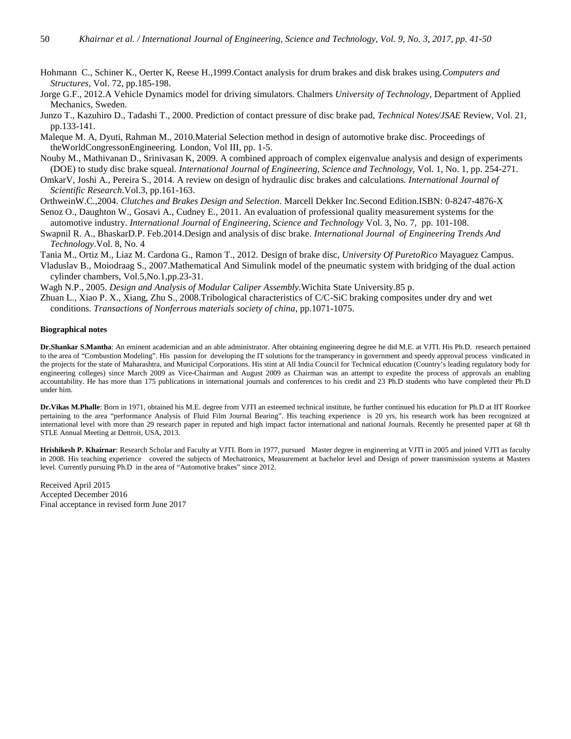Hohmann C., Schiner K., Oerter K, Reese H.,1999.Contact analysis for drum brakes and disk brakes using.*Computers and Structures*, Vol. 72, pp.185-198.

Jorge G.F., 2012.A Vehicle Dynamics model for driving simulators. Chalmers *University of Technology*, Department of Applied Mechanics, Sweden.

Junzo T., Kazuhiro D., Tadashi T., 2000. Prediction of contact pressure of disc brake pad, *Technical Notes/JSAE* Review, Vol. 21, pp.133-141.

Maleque M. A, Dyuti, Rahman M., 2010.Material Selection method in design of automotive brake disc. Proceedings of theWorldCongressonEngineering. London, Vol III, pp. 1-5.

Nouby M., Mathivanan D., Srinivasan K, 2009. A combined approach of complex eigenvalue analysis and design of experiments (DOE) to study disc brake squeal. *International Journal of Engineering, Science and Technology*, Vol. 1, No. 1, pp. 254-271.

OmkarV, Joshi A., Pereira S., 2014. A review on design of hydraulic disc brakes and calculations. *International Journal of Scientific Research*.Vol.3, pp.161-163.

OrthweinW.C.,2004. *Clutches and Brakes Design and Selection*. Marcell Dekker Inc.Second Edition.ISBN: 0-8247-4876-X

Senoz O., Daughton W., Gosavi A., Cudney E., 2011. An evaluation of professional quality measurement systems for the automotive industry. *International Journal of Engineering, Science and Technology* Vol. 3, No. 7, pp. 101-108.

Swapnil R. A., BhaskarD.P. Feb.2014.Design and analysis of disc brake. *International Journal of Engineering Trends And Technology*.Vol. 8, No. 4

Tania M., Ortiz M., Liaz M. Cardona G., Ramon T., 2012. Design of brake disc, *University Of PuretoRico* Mayaguez Campus.

Vladuslav B., Moiodraag S., 2007.Mathematical And Simulink model of the pneumatic system with bridging of the dual action cylinder chambers, Vol.5,No.1,pp.23-31.

Wagh N.P., 2005. *Design and Analysis of Modular Caliper Assembly*.Wichita State University.85 p.

Zhuan L., Xiao P. X., Xiang, Zhu S., 2008.Tribological characteristics of C/C-SiC braking composites under dry and wet conditions. *Transactions of Nonferrous materials society of china*, pp.1071-1075.

**Biographical notes**

**Dr.Shankar S.Mantha**: An eminent academician and an able administrator. After obtaining engineering degree he did M.E. at VJTI. His Ph.D. research pertained to the area of "Combustion Modeling". His passion for developing the IT solutions for the transperancy in government and speedy approval process vindicated in the projects for the state of Maharashtra, and Municipal Corporations. His stint at All India Council for Technical education (Country's leading regulatory body for engineering colleges) since March 2009 as Vice-Chairman and August 2009 as Chairman was an attempt to expedite the process of approvals an enabling accountability. He has more than 175 publications in international journals and conferences to his credit and 23 Ph.D students who have completed their Ph.D under him.

**Dr.Vikas M.Phalle**: Born in 1971, obtained his M.E. degree from VJTI an esteemed technical institute, he further continued his education for Ph.D at IIT Roorkee pertaining to the area "performance Analysis of Fluid Film Journal Bearing". His teaching experience is 20 yrs, his research work has been recognized at international level with more than 29 research paper in reputed and high impact factor international and national Journals. Recently he presented paper at 68 th STLE Annual Meeting at Dettroit, USA, 2013.

**Hrishikesh P. Khairnar**: Research Scholar and Faculty at VJTI. Born in 1977, pursued Master degree in engineering at VJTI in 2005 and joined VJTI as faculty in 2008. His teaching experience covered the subjects of Mechatronics, Measurement at bachelor level and Design of power transmission systems at Masters level. Currently pursuing Ph.D in the area of "Automotive brakes" since 2012.

Received April 2015
Accepted December 2016
Final acceptance in revised form June 2017